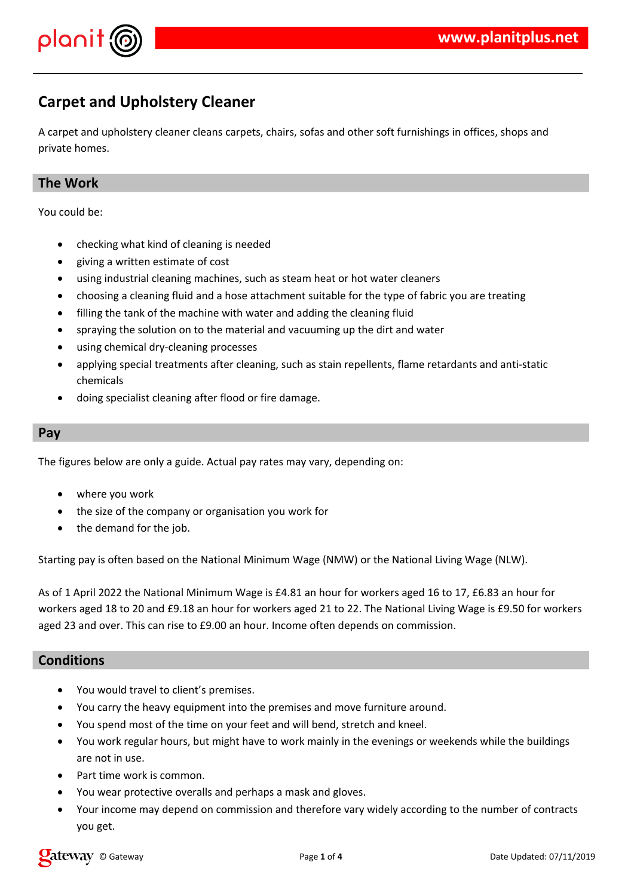# Carpet and Upholstery Cleaner

A carpet and upholstery cleaner cleans carpets, chairs, sofas and other soft furnishings in offices, shops and private homes.

## The Work

You could be:

- checking what kind of cleaning is needed
- giving a written estimate of cost
- using industrial cleaning machines, such as steam heat or hot water cleaners
- choosing a cleaning fluid and a hose attachment suitable for the type of fabric you are treating
- filling the tank of the machine with water and adding the cleaning fluid
- spraying the solution on to the material and vacuuming up the dirt and water
- using chemical dry-cleaning processes
- applying special treatments after cleaning, such as stain repellents, flame retardants and anti-static chemicals
- doing specialist cleaning after flood or fire damage.

## Pay

The figures below are only a guide. Actual pay rates may vary, depending on:

- where you work
- the size of the company or organisation you work for
- the demand for the job.

Starting pay is often based on the National Minimum Wage (NMW) or the National Living Wage (NLW).

As of 1 April 2022 the National Minimum Wage is £4.81 an hour for workers aged 16 to 17, £6.83 an hour for workers aged 18 to 20 and £9.18 an hour for workers aged 21 to 22. The National Living Wage is £9.50 for workers aged 23 and over. This can rise to £9.00 an hour. Income often depends on commission.

## Conditions

- You would travel to client's premises.
- You carry the heavy equipment into the premises and move furniture around.
- You spend most of the time on your feet and will bend, stretch and kneel.
- You work regular hours, but might have to work mainly in the evenings or weekends while the buildings are not in use.
- Part time work is common.
- You wear protective overalls and perhaps a mask and gloves.
- Your income may depend on commission and therefore vary widely according to the number of contracts you get.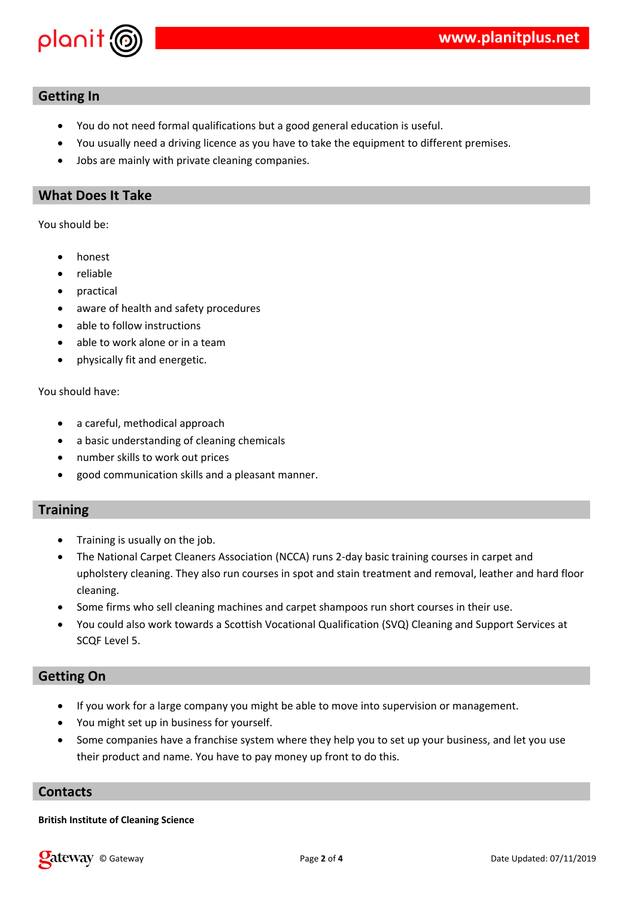## Getting In

- You do not need formal qualifications but a good general education is useful.
- You usually need a driving licence as you have to take the equipment to different premises.
- Jobs are mainly with private cleaning companies.

## What Does It Take

You should be:

- honest
- reliable
- practical
- aware of health and safety procedures
- able to follow instructions
- able to work alone or in a team
- physically fit and energetic.

You should have:

- a careful, methodical approach
- a basic understanding of cleaning chemicals
- number skills to work out prices
- good communication skills and a pleasant manner.

## Training

- Training is usually on the job.
- The National Carpet Cleaners Association (NCCA) runs 2-day basic training courses in carpet and upholstery cleaning. They also run courses in spot and stain treatment and removal, leather and hard floor cleaning.
- Some firms who sell cleaning machines and carpet shampoos run short courses in their use.
- You could also work towards a Scottish Vocational Qualification (SVQ) Cleaning and Support Services at SCQF Level 5.

## Getting On

- If you work for a large company you might be able to move into supervision or management.
- You might set up in business for yourself.
- Some companies have a franchise system where they help you to set up your business, and let you use their product and name. You have to pay money up front to do this.

## Contacts

**British Institute of Cleaning Science**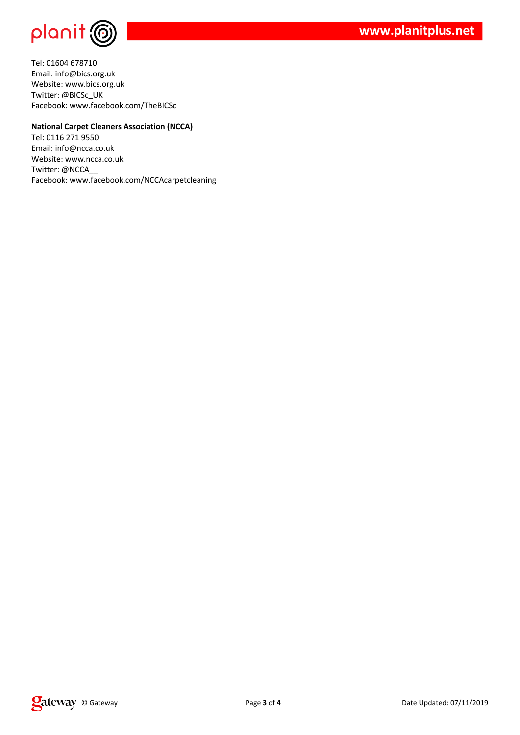Tel: 01604 678710
Email: info@bics.org.uk
Website: www.bics.org.uk
Twitter: @BICSc_UK
Facebook: www.facebook.com/TheBICSc

**National Carpet Cleaners Association (NCCA)**
Tel: 0116 271 9550
Email: info@ncca.co.uk
Website: www.ncca.co.uk
Twitter: @NCCA__
Facebook: www.facebook.com/NCCAcarpetcleaning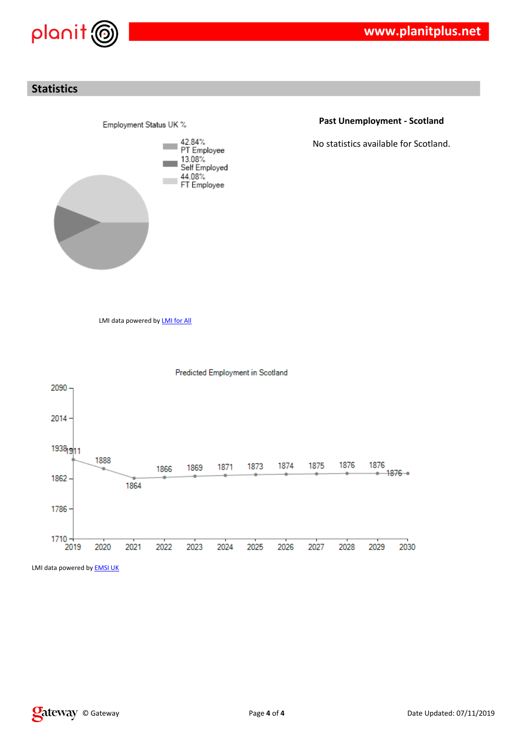## Statistics

Employment Status UK %

42.84%
PT Employee
13.08%
Self Employed
44.08%
FT Employee

LMI data powered by LMI for All

**Past Unemployment - Scotland**

No statistics available for Scotland.

Predicted Employment in Scotland

2090
2014
1938
1862
1786
1710

1911
1888
1864
1866
1869
1871
1873
1874
1875
1876
1876
1876

2019
2020
2021
2022
2023
2024
2025
2026
2027
2028
2029
2030

LMI data powered by EMSI UK